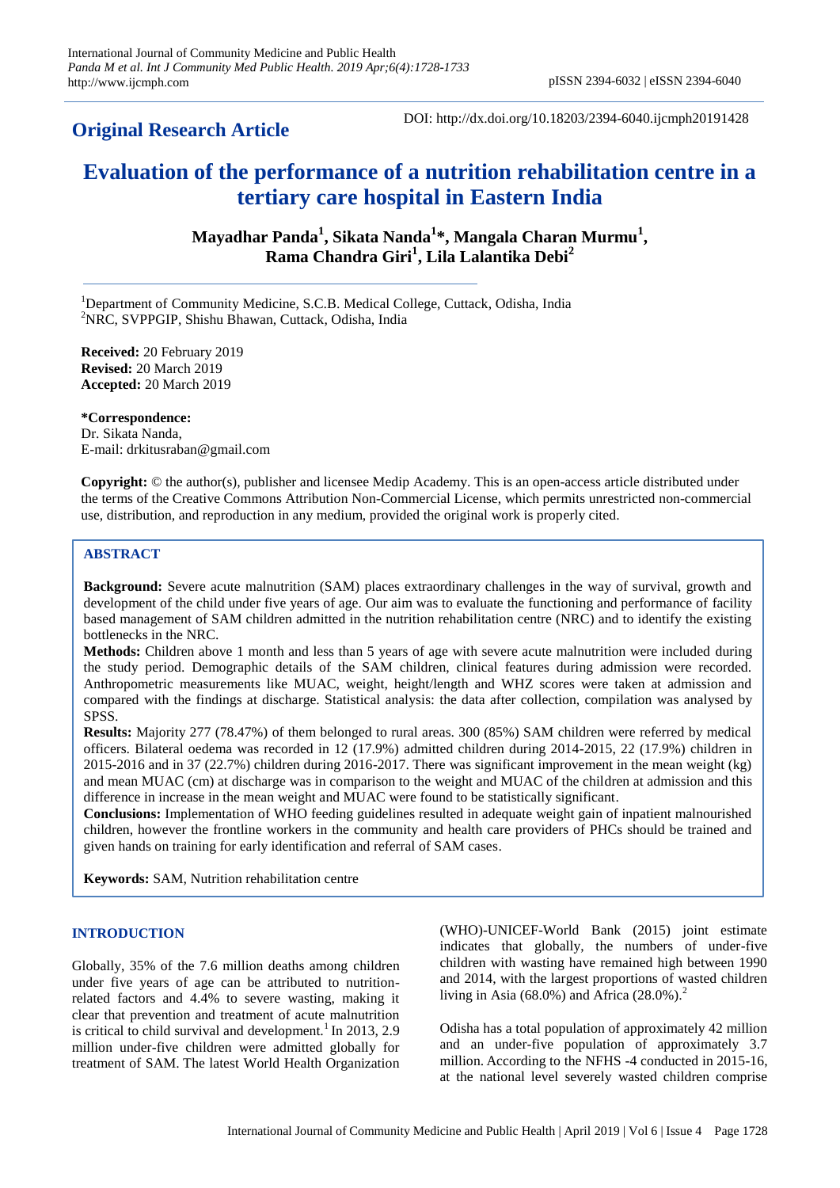**Original Research Article**

DOI: http://dx.doi.org/10.18203/2394-6040.ijcmph20191428

# Evaluation of the performance of a nutrition rehabilitation centre in a tertiary care hospital in Eastern India

**Mayadhar Panda[1], Sikata Nanda[1]*, Mangala Charan Murmu[1], Rama Chandra Giri[1], Lila Lalantika Debi[2]**

[1]Department of Community Medicine, S.C.B. Medical College, Cuttack, Odisha, India
[2]NRC, SVPPGIP, Shishu Bhawan, Cuttack, Odisha, India

**Received:** 20 February 2019
**Revised:** 20 March 2019
**Accepted:** 20 March 2019

**\*Correspondence:**
Dr. Sikata Nanda,
E-mail: drkitusraban@gmail.com

**Copyright:** © the author(s), publisher and licensee Medip Academy. This is an open-access article distributed under the terms of the Creative Commons Attribution Non-Commercial License, which permits unrestricted non-commercial use, distribution, and reproduction in any medium, provided the original work is properly cited.

## ABSTRACT

**Background:** Severe acute malnutrition (SAM) places extraordinary challenges in the way of survival, growth and development of the child under five years of age. Our aim was to evaluate the functioning and performance of facility based management of SAM children admitted in the nutrition rehabilitation centre (NRC) and to identify the existing bottlenecks in the NRC.

**Methods:** Children above 1 month and less than 5 years of age with severe acute malnutrition were included during the study period. Demographic details of the SAM children, clinical features during admission were recorded. Anthropometric measurements like MUAC, weight, height/length and WHZ scores were taken at admission and compared with the findings at discharge. Statistical analysis: the data after collection, compilation was analysed by SPSS.

**Results:** Majority 277 (78.47%) of them belonged to rural areas. 300 (85%) SAM children were referred by medical officers. Bilateral oedema was recorded in 12 (17.9%) admitted children during 2014-2015, 22 (17.9%) children in 2015-2016 and in 37 (22.7%) children during 2016-2017. There was significant improvement in the mean weight (kg) and mean MUAC (cm) at discharge was in comparison to the weight and MUAC of the children at admission and this difference in increase in the mean weight and MUAC were found to be statistically significant.

**Conclusions:** Implementation of WHO feeding guidelines resulted in adequate weight gain of inpatient malnourished children, however the frontline workers in the community and health care providers of PHCs should be trained and given hands on training for early identification and referral of SAM cases.

**Keywords:** SAM, Nutrition rehabilitation centre

## INTRODUCTION

Globally, 35% of the 7.6 million deaths among children under five years of age can be attributed to nutrition-related factors and 4.4% to severe wasting, making it clear that prevention and treatment of acute malnutrition is critical to child survival and development.[1] In 2013, 2.9 million under-five children were admitted globally for treatment of SAM. The latest World Health Organization (WHO)-UNICEF-World Bank (2015) joint estimate indicates that globally, the numbers of under-five children with wasting have remained high between 1990 and 2014, with the largest proportions of wasted children living in Asia (68.0%) and Africa (28.0%).[2]

Odisha has a total population of approximately 42 million and an under-five population of approximately 3.7 million. According to the NFHS -4 conducted in 2015-16, at the national level severely wasted children comprise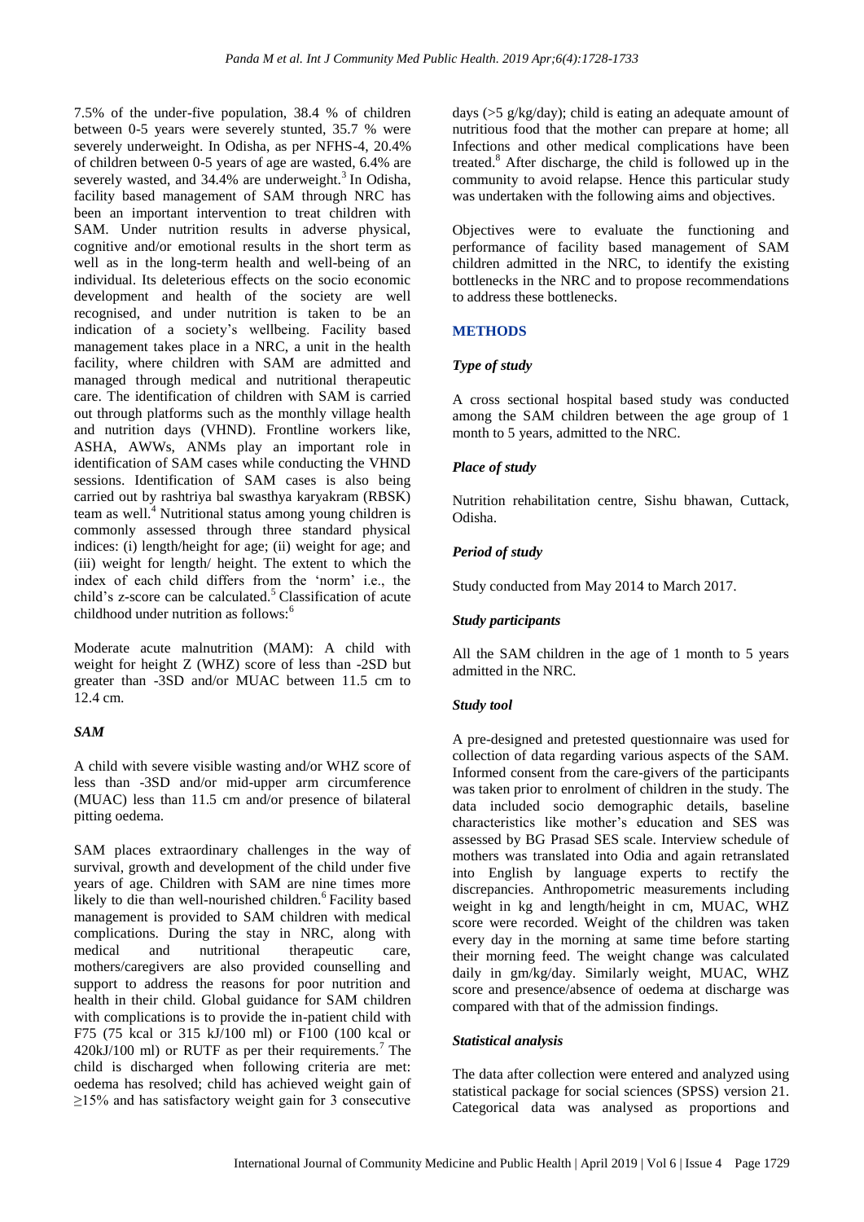7.5% of the under-five population, 38.4 % of children between 0-5 years were severely stunted, 35.7 % were severely underweight. In Odisha, as per NFHS-4, 20.4% of children between 0-5 years of age are wasted, 6.4% are severely wasted, and 34.4% are underweight.[3] In Odisha, facility based management of SAM through NRC has been an important intervention to treat children with SAM. Under nutrition results in adverse physical, cognitive and/or emotional results in the short term as well as in the long-term health and well-being of an individual. Its deleterious effects on the socio economic development and health of the society are well recognised, and under nutrition is taken to be an indication of a society's wellbeing. Facility based management takes place in a NRC, a unit in the health facility, where children with SAM are admitted and managed through medical and nutritional therapeutic care. The identification of children with SAM is carried out through platforms such as the monthly village health and nutrition days (VHND). Frontline workers like, ASHA, AWWs, ANMs play an important role in identification of SAM cases while conducting the VHND sessions. Identification of SAM cases is also being carried out by rashtriya bal swasthya karyakram (RBSK) team as well.[4] Nutritional status among young children is commonly assessed through three standard physical indices: (i) length/height for age; (ii) weight for age; and (iii) weight for length/ height. The extent to which the index of each child differs from the 'norm' i.e., the child's z-score can be calculated.[5] Classification of acute childhood under nutrition as follows:[6]

Moderate acute malnutrition (MAM): A child with weight for height Z (WHZ) score of less than -2SD but greater than -3SD and/or MUAC between 11.5 cm to 12.4 cm.

### *SAM*

A child with severe visible wasting and/or WHZ score of less than -3SD and/or mid-upper arm circumference (MUAC) less than 11.5 cm and/or presence of bilateral pitting oedema.

SAM places extraordinary challenges in the way of survival, growth and development of the child under five years of age. Children with SAM are nine times more likely to die than well-nourished children.[6] Facility based management is provided to SAM children with medical complications. During the stay in NRC, along with medical and nutritional therapeutic care, mothers/caregivers are also provided counselling and support to address the reasons for poor nutrition and health in their child. Global guidance for SAM children with complications is to provide the in-patient child with F75 (75 kcal or 315 kJ/100 ml) or F100 (100 kcal or 420kJ/100 ml) or RUTF as per their requirements.[7] The child is discharged when following criteria are met: oedema has resolved; child has achieved weight gain of ≥15% and has satisfactory weight gain for 3 consecutive days (>5 g/kg/day); child is eating an adequate amount of nutritious food that the mother can prepare at home; all Infections and other medical complications have been treated.[8] After discharge, the child is followed up in the community to avoid relapse. Hence this particular study was undertaken with the following aims and objectives.

Objectives were to evaluate the functioning and performance of facility based management of SAM children admitted in the NRC, to identify the existing bottlenecks in the NRC and to propose recommendations to address these bottlenecks.

## METHODS

### *Type of study*

A cross sectional hospital based study was conducted among the SAM children between the age group of 1 month to 5 years, admitted to the NRC.

### *Place of study*

Nutrition rehabilitation centre, Sishu bhawan, Cuttack, Odisha.

### *Period of study*

Study conducted from May 2014 to March 2017.

### *Study participants*

All the SAM children in the age of 1 month to 5 years admitted in the NRC.

### *Study tool*

A pre-designed and pretested questionnaire was used for collection of data regarding various aspects of the SAM. Informed consent from the care-givers of the participants was taken prior to enrolment of children in the study. The data included socio demographic details, baseline characteristics like mother's education and SES was assessed by BG Prasad SES scale. Interview schedule of mothers was translated into Odia and again retranslated into English by language experts to rectify the discrepancies. Anthropometric measurements including weight in kg and length/height in cm, MUAC, WHZ score were recorded. Weight of the children was taken every day in the morning at same time before starting their morning feed. The weight change was calculated daily in gm/kg/day. Similarly weight, MUAC, WHZ score and presence/absence of oedema at discharge was compared with that of the admission findings.

### *Statistical analysis*

The data after collection were entered and analyzed using statistical package for social sciences (SPSS) version 21. Categorical data was analysed as proportions and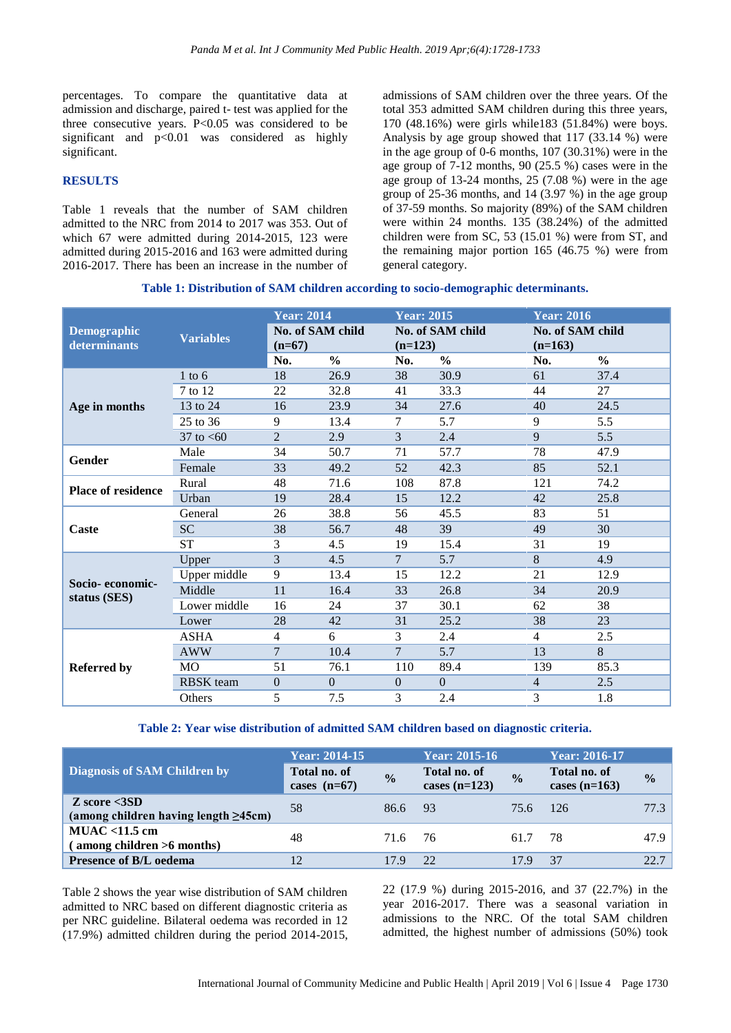percentages. To compare the quantitative data at admission and discharge, paired t- test was applied for the three consecutive years. P<0.05 was considered to be significant and p<0.01 was considered as highly significant.

## RESULTS

Table 1 reveals that the number of SAM children admitted to the NRC from 2014 to 2017 was 353. Out of which 67 were admitted during 2014-2015, 123 were admitted during 2015-2016 and 163 were admitted during 2016-2017. There has been an increase in the number of admissions of SAM children over the three years. Of the total 353 admitted SAM children during this three years, 170 (48.16%) were girls while183 (51.84%) were boys. Analysis by age group showed that 117 (33.14 %) were in the age group of 0-6 months, 107 (30.31%) were in the age group of 7-12 months, 90 (25.5 %) cases were in the age group of 13-24 months, 25 (7.08 %) were in the age group of 25-36 months, and 14 (3.97 %) in the age group of 37-59 months. So majority (89%) of the SAM children were within 24 months. 135 (38.24%) of the admitted children were from SC, 53 (15.01 %) were from ST, and the remaining major portion 165 (46.75 %) were from general category.

**Table 1: Distribution of SAM children according to socio-demographic determinants.**

| Demographic determinants | Variables | Year: 2014 No. of SAM child (n=67) | | Year: 2015 No. of SAM child (n=123) | | Year: 2016 No. of SAM child (n=163) | |
|---|---|---|---|---|---|---|---|
| | | No. | % | No. | % | No. | % |
| Age in months | 1 to 6 | 18 | 26.9 | 38 | 30.9 | 61 | 37.4 |
| | 7 to 12 | 22 | 32.8 | 41 | 33.3 | 44 | 27 |
| | 13 to 24 | 16 | 23.9 | 34 | 27.6 | 40 | 24.5 |
| | 25 to 36 | 9 | 13.4 | 7 | 5.7 | 9 | 5.5 |
| | 37 to <60 | 2 | 2.9 | 3 | 2.4 | 9 | 5.5 |
| Gender | Male | 34 | 50.7 | 71 | 57.7 | 78 | 47.9 |
| | Female | 33 | 49.2 | 52 | 42.3 | 85 | 52.1 |
| Place of residence | Rural | 48 | 71.6 | 108 | 87.8 | 121 | 74.2 |
| | Urban | 19 | 28.4 | 15 | 12.2 | 42 | 25.8 |
| Caste | General | 26 | 38.8 | 56 | 45.5 | 83 | 51 |
| | SC | 38 | 56.7 | 48 | 39 | 49 | 30 |
| | ST | 3 | 4.5 | 19 | 15.4 | 31 | 19 |
| Socio- economic-status (SES) | Upper | 3 | 4.5 | 7 | 5.7 | 8 | 4.9 |
| | Upper middle | 9 | 13.4 | 15 | 12.2 | 21 | 12.9 |
| | Middle | 11 | 16.4 | 33 | 26.8 | 34 | 20.9 |
| | Lower middle | 16 | 24 | 37 | 30.1 | 62 | 38 |
| | Lower | 28 | 42 | 31 | 25.2 | 38 | 23 |
| Referred by | ASHA | 4 | 6 | 3 | 2.4 | 4 | 2.5 |
| | AWW | 7 | 10.4 | 7 | 5.7 | 13 | 8 |
| | MO | 51 | 76.1 | 110 | 89.4 | 139 | 85.3 |
| | RBSK team | 0 | 0 | 0 | 0 | 4 | 2.5 |
| | Others | 5 | 7.5 | 3 | 2.4 | 3 | 1.8 |

**Table 2: Year wise distribution of admitted SAM children based on diagnostic criteria.**

| Diagnosis of SAM Children by | Year: 2014-15 Total no. of cases (n=67) | % | Year: 2015-16 Total no. of cases (n=123) | % | Year: 2016-17 Total no. of cases (n=163) | % |
|---|---|---|---|---|---|---|
| **Z score <3SD (among children having length ≥45cm)** | 58 | 86.6 | 93 | 75.6 | 126 | 77.3 |
| **MUAC <11.5 cm ( among children >6 months)** | 48 | 71.6 | 76 | 61.7 | 78 | 47.9 |
| **Presence of B/L oedema** | 12 | 17.9 | 22 | 17.9 | 37 | 22.7 |

Table 2 shows the year wise distribution of SAM children admitted to NRC based on different diagnostic criteria as per NRC guideline. Bilateral oedema was recorded in 12 (17.9%) admitted children during the period 2014-2015, 22 (17.9 %) during 2015-2016, and 37 (22.7%) in the year 2016-2017. There was a seasonal variation in admissions to the NRC. Of the total SAM children admitted, the highest number of admissions (50%) took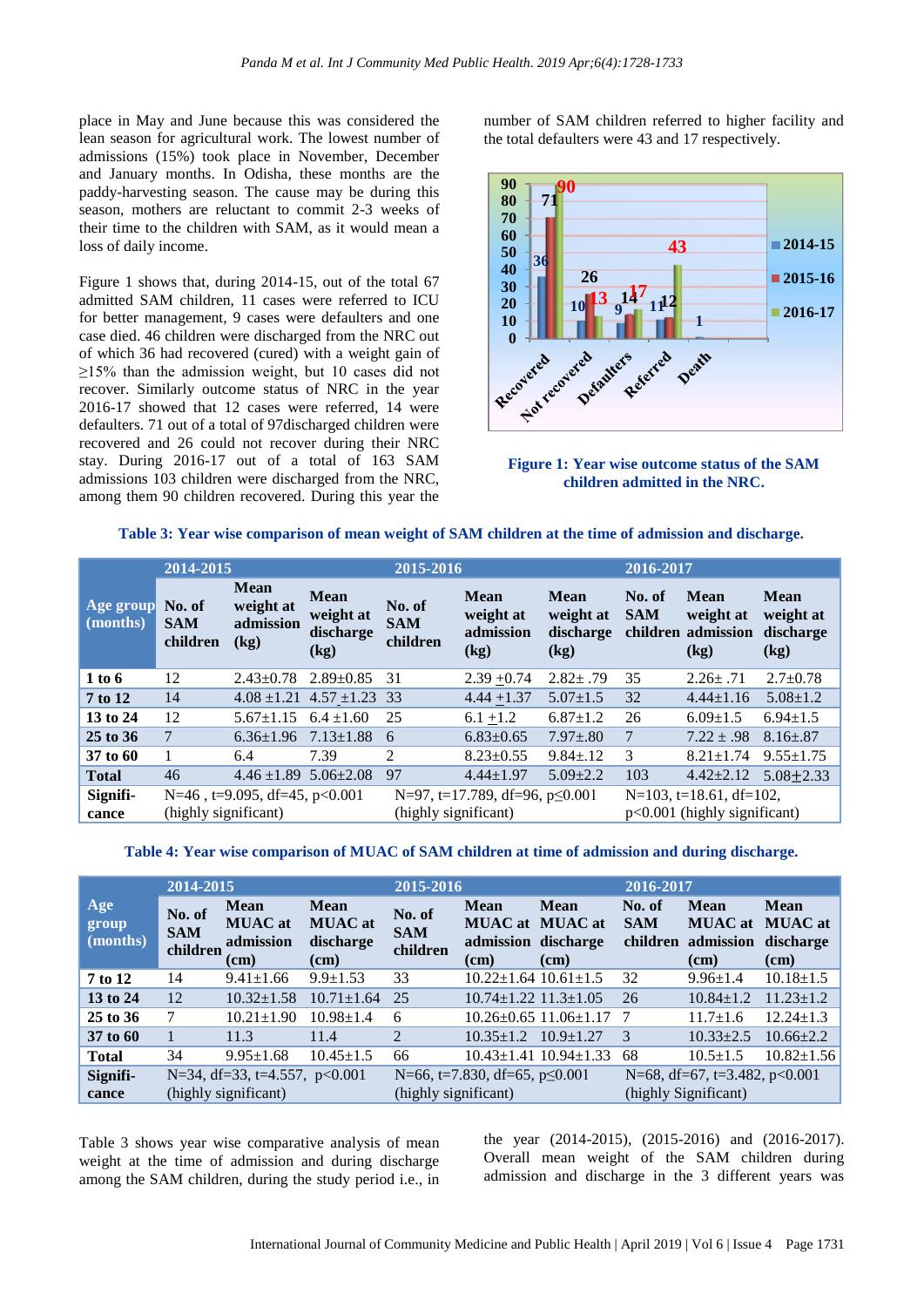place in May and June because this was considered the lean season for agricultural work. The lowest number of admissions (15%) took place in November, December and January months. In Odisha, these months are the paddy-harvesting season. The cause may be during this season, mothers are reluctant to commit 2-3 weeks of their time to the children with SAM, as it would mean a loss of daily income.

Figure 1 shows that, during 2014-15, out of the total 67 admitted SAM children, 11 cases were referred to ICU for better management, 9 cases were defaulters and one case died. 46 children were discharged from the NRC out of which 36 had recovered (cured) with a weight gain of ≥15% than the admission weight, but 10 cases did not recover. Similarly outcome status of NRC in the year 2016-17 showed that 12 cases were referred, 14 were defaulters. 71 out of a total of 97discharged children were recovered and 26 could not recover during their NRC stay. During 2016-17 out of a total of 163 SAM admissions 103 children were discharged from the NRC, among them 90 children recovered. During this year the number of SAM children referred to higher facility and the total defaulters were 43 and 17 respectively.

**Figure 1: Year wise outcome status of the SAM children admitted in the NRC.**

**Table 3: Year wise comparison of mean weight of SAM children at the time of admission and discharge.**

| Age group (months) | 2014-2015 | | | 2015-2016 | | | 2016-2017 | | |
|---|---|---|---|---|---|---|---|---|---|
| | No. of SAM children | Mean weight at admission (kg) | Mean weight at discharge (kg) | No. of SAM children | Mean weight at admission (kg) | Mean weight at discharge (kg) | No. of SAM children | Mean weight at admission (kg) | Mean weight at discharge (kg) |
| **1 to 6** | 12 | 2.43±0.78 | 2.89±0.85 | 31 | 2.39 ±0.74 | 2.82± .79 | 35 | 2.26± .71 | 2.7±0.78 |
| **7 to 12** | 14 | 4.08 ±1.21 | 4.57 ±1.23 | 33 | 4.44 ±1.37 | 5.07±1.5 | 32 | 4.44±1.16 | 5.08±1.2 |
| **13 to 24** | 12 | 5.67±1.15 | 6.4 ±1.60 | 25 | 6.1 ±1.2 | 6.87±1.2 | 26 | 6.09±1.5 | 6.94±1.5 |
| **25 to 36** | 7 | 6.36±1.96 | 7.13±1.88 | 6 | 6.83±0.65 | 7.97±.80 | 7 | 7.22 ± .98 | 8.16±.87 |
| **37 to 60** | 1 | 6.4 | 7.39 | 2 | 8.23±0.55 | 9.84±.12 | 3 | 8.21±1.74 | 9.55±1.75 |
| **Total** | 46 | 4.46 ±1.89 | 5.06±2.08 | 97 | 4.44±1.97 | 5.09±2.2 | 103 | 4.42±2.12 | 5.08±2.33 |
| **Significance** | N=46 , t=9.095, df=45, p<0.001 (highly significant) | | | N=97, t=17.789, df=96, p≤0.001 (highly significant) | | | N=103, t=18.61, df=102, p<0.001 (highly significant) | | |

**Table 4: Year wise comparison of MUAC of SAM children at time of admission and during discharge.**

| Age group (months) | 2014-2015 | | | 2015-2016 | | | 2016-2017 | | |
|---|---|---|---|---|---|---|---|---|---|
| | No. of SAM children | Mean MUAC at admission (cm) | Mean MUAC at discharge (cm) | No. of SAM children | Mean MUAC at admission (cm) | Mean MUAC at discharge (cm) | No. of SAM children | Mean MUAC at admission (cm) | Mean MUAC at discharge (cm) |
| **7 to 12** | 14 | 9.41±1.66 | 9.9±1.53 | 33 | 10.22±1.64 | 10.61±1.5 | 32 | 9.96±1.4 | 10.18±1.5 |
| **13 to 24** | 12 | 10.32±1.58 | 10.71±1.64 | 25 | 10.74±1.22 | 11.3±1.05 | 26 | 10.84±1.2 | 11.23±1.2 |
| **25 to 36** | 7 | 10.21±1.90 | 10.98±1.4 | 6 | 10.26±0.65 | 11.06±1.17 | 7 | 11.7±1.6 | 12.24±1.3 |
| **37 to 60** | 1 | 11.3 | 11.4 | 2 | 10.35±1.2 | 10.9±1.27 | 3 | 10.33±2.5 | 10.66±2.2 |
| **Total** | 34 | 9.95±1.68 | 10.45±1.5 | 66 | 10.43±1.41 | 10.94±1.33 | 68 | 10.5±1.5 | 10.82±1.56 |
| **Significance** | N=34, df=33, t=4.557, p<0.001 (highly significant) | | | N=66, t=7.830, df=65, p≤0.001 (highly significant) | | | N=68, df=67, t=3.482, p<0.001 (highly Significant) | | |

Table 3 shows year wise comparative analysis of mean weight at the time of admission and during discharge among the SAM children, during the study period i.e., in the year (2014-2015), (2015-2016) and (2016-2017). Overall mean weight of the SAM children during admission and discharge in the 3 different years was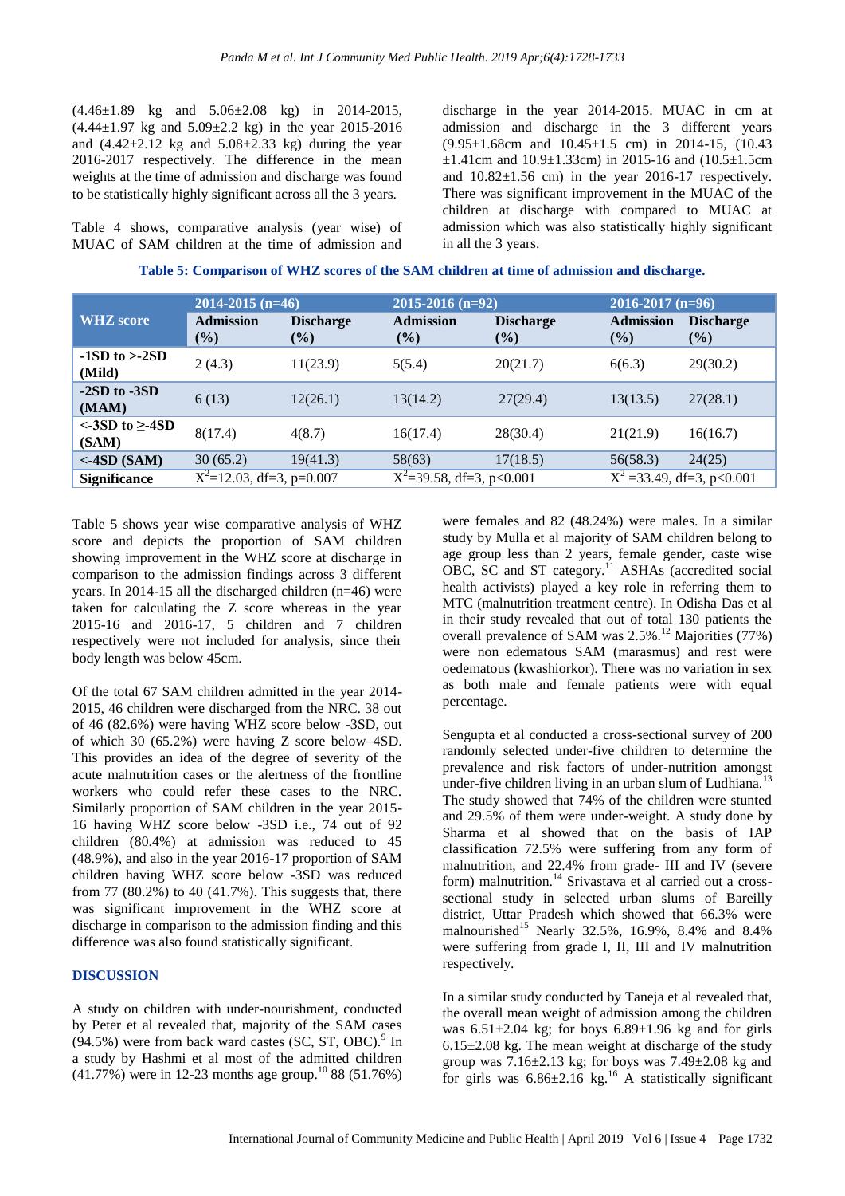(4.46±1.89 kg and 5.06±2.08 kg) in 2014-2015, (4.44±1.97 kg and 5.09±2.2 kg) in the year 2015-2016 and (4.42±2.12 kg and 5.08±2.33 kg) during the year 2016-2017 respectively. The difference in the mean weights at the time of admission and discharge was found to be statistically highly significant across all the 3 years.

Table 4 shows, comparative analysis (year wise) of MUAC of SAM children at the time of admission and discharge in the year 2014-2015. MUAC in cm at admission and discharge in the 3 different years (9.95±1.68cm and 10.45±1.5 cm) in 2014-15, (10.43 ±1.41cm and 10.9±1.33cm) in 2015-16 and (10.5±1.5cm and 10.82±1.56 cm) in the year 2016-17 respectively. There was significant improvement in the MUAC of the children at discharge with compared to MUAC at admission which was also statistically highly significant in all the 3 years.

**Table 5: Comparison of WHZ scores of the SAM children at time of admission and discharge.**

| WHZ score | 2014-2015 (n=46) | | 2015-2016 (n=92) | | 2016-2017 (n=96) | |
|---|---|---|---|---|---|---|
| | Admission (%) | Discharge (%) | Admission (%) | Discharge (%) | Admission (%) | Discharge (%) |
| -1SD to >-2SD (Mild) | 2 (4.3) | 11(23.9) | 5(5.4) | 20(21.7) | 6(6.3) | 29(30.2) |
| -2SD to -3SD (MAM) | 6 (13) | 12(26.1) | 13(14.2) | 27(29.4) | 13(13.5) | 27(28.1) |
| <-3SD to ≥-4SD (SAM) | 8(17.4) | 4(8.7) | 16(17.4) | 28(30.4) | 21(21.9) | 16(16.7) |
| <-4SD (SAM) | 30 (65.2) | 19(41.3) | 58(63) | 17(18.5) | 56(58.3) | 24(25) |
| Significance | $X^2$=12.03, df=3, p=0.007 | | $X^2$=39.58, df=3, p<0.001 | | $X^2$ =33.49, df=3, p<0.001 | |

Table 5 shows year wise comparative analysis of WHZ score and depicts the proportion of SAM children showing improvement in the WHZ score at discharge in comparison to the admission findings across 3 different years. In 2014-15 all the discharged children (n=46) were taken for calculating the Z score whereas in the year 2015-16 and 2016-17, 5 children and 7 children respectively were not included for analysis, since their body length was below 45cm.

Of the total 67 SAM children admitted in the year 2014-2015, 46 children were discharged from the NRC. 38 out of 46 (82.6%) were having WHZ score below -3SD, out of which 30 (65.2%) were having Z score below–4SD. This provides an idea of the degree of severity of the acute malnutrition cases or the alertness of the frontline workers who could refer these cases to the NRC. Similarly proportion of SAM children in the year 2015-16 having WHZ score below -3SD i.e., 74 out of 92 children (80.4%) at admission was reduced to 45 (48.9%), and also in the year 2016-17 proportion of SAM children having WHZ score below -3SD was reduced from 77 (80.2%) to 40 (41.7%). This suggests that, there was significant improvement in the WHZ score at discharge in comparison to the admission finding and this difference was also found statistically significant.

## DISCUSSION

A study on children with under-nourishment, conducted by Peter et al revealed that, majority of the SAM cases (94.5%) were from back ward castes (SC, ST, OBC).[9] In a study by Hashmi et al most of the admitted children (41.77%) were in 12-23 months age group.[10] 88 (51.76%) were females and 82 (48.24%) were males. In a similar study by Mulla et al majority of SAM children belong to age group less than 2 years, female gender, caste wise OBC, SC and ST category.[11] ASHAs (accredited social health activists) played a key role in referring them to MTC (malnutrition treatment centre). In Odisha Das et al in their study revealed that out of total 130 patients the overall prevalence of SAM was 2.5%.[12] Majorities (77%) were non edematous SAM (marasmus) and rest were oedematous (kwashiorkor). There was no variation in sex as both male and female patients were with equal percentage.

Sengupta et al conducted a cross-sectional survey of 200 randomly selected under-five children to determine the prevalence and risk factors of under-nutrition amongst under-five children living in an urban slum of Ludhiana.[13] The study showed that 74% of the children were stunted and 29.5% of them were under-weight. A study done by Sharma et al showed that on the basis of IAP classification 72.5% were suffering from any form of malnutrition, and 22.4% from grade- III and IV (severe form) malnutrition.[14] Srivastava et al carried out a cross-sectional study in selected urban slums of Bareilly district, Uttar Pradesh which showed that 66.3% were malnourished[15] Nearly 32.5%, 16.9%, 8.4% and 8.4% were suffering from grade I, II, III and IV malnutrition respectively.

In a similar study conducted by Taneja et al revealed that, the overall mean weight of admission among the children was 6.51±2.04 kg; for boys 6.89±1.96 kg and for girls 6.15±2.08 kg. The mean weight at discharge of the study group was 7.16±2.13 kg; for boys was 7.49±2.08 kg and for girls was 6.86±2.16 kg.[16] A statistically significant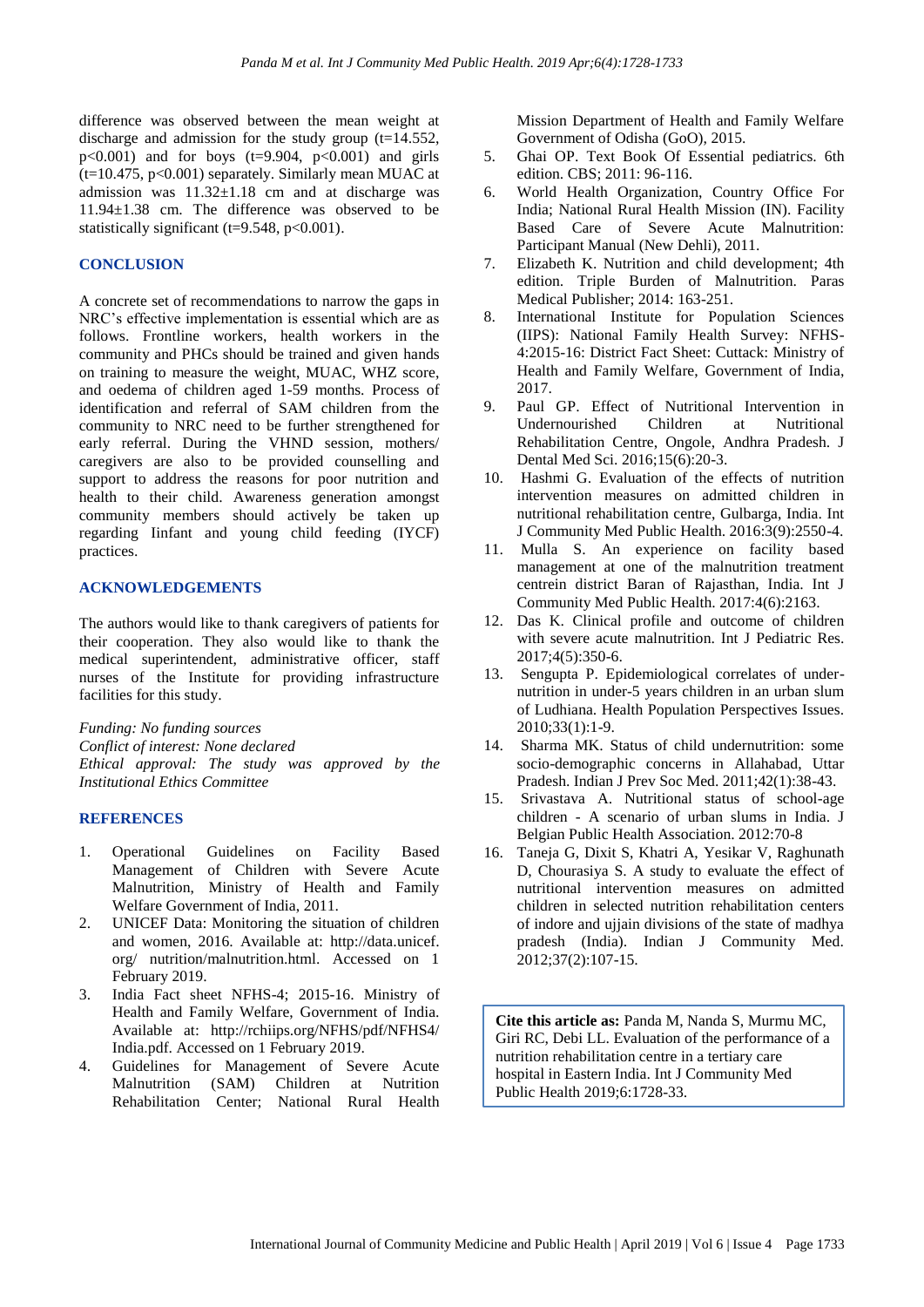difference was observed between the mean weight at discharge and admission for the study group (t=14.552, p<0.001) and for boys (t=9.904, p<0.001) and girls (t=10.475, p<0.001) separately. Similarly mean MUAC at admission was 11.32±1.18 cm and at discharge was 11.94±1.38 cm. The difference was observed to be statistically significant (t=9.548, p<0.001).

## CONCLUSION

A concrete set of recommendations to narrow the gaps in NRC's effective implementation is essential which are as follows. Frontline workers, health workers in the community and PHCs should be trained and given hands on training to measure the weight, MUAC, WHZ score, and oedema of children aged 1-59 months. Process of identification and referral of SAM children from the community to NRC need to be further strengthened for early referral. During the VHND session, mothers/ caregivers are also to be provided counselling and support to address the reasons for poor nutrition and health to their child. Awareness generation amongst community members should actively be taken up regarding Iinfant and young child feeding (IYCF) practices.

## ACKNOWLEDGEMENTS

The authors would like to thank caregivers of patients for their cooperation. They also would like to thank the medical superintendent, administrative officer, staff nurses of the Institute for providing infrastructure facilities for this study.

*Funding: No funding sources*
*Conflict of interest: None declared*
*Ethical approval: The study was approved by the Institutional Ethics Committee*

## REFERENCES

1. Operational Guidelines on Facility Based Management of Children with Severe Acute Malnutrition, Ministry of Health and Family Welfare Government of India, 2011.
2. UNICEF Data: Monitoring the situation of children and women, 2016. Available at: http://data.unicef.org/ nutrition/malnutrition.html. Accessed on 1 February 2019.
3. India Fact sheet NFHS-4; 2015-16. Ministry of Health and Family Welfare, Government of India. Available at: http://rchiips.org/NFHS/pdf/NFHS4/ India.pdf. Accessed on 1 February 2019.
4. Guidelines for Management of Severe Acute Malnutrition (SAM) Children at Nutrition Rehabilitation Center; National Rural Health Mission Department of Health and Family Welfare Government of Odisha (GoO), 2015.
5. Ghai OP. Text Book Of Essential pediatrics. 6th edition. CBS; 2011: 96-116.
6. World Health Organization, Country Office For India; National Rural Health Mission (IN). Facility Based Care of Severe Acute Malnutrition: Participant Manual (New Dehli), 2011.
7. Elizabeth K. Nutrition and child development; 4th edition. Triple Burden of Malnutrition. Paras Medical Publisher; 2014: 163-251.
8. International Institute for Population Sciences (IIPS): National Family Health Survey: NFHS-4:2015-16: District Fact Sheet: Cuttack: Ministry of Health and Family Welfare, Government of India, 2017.
9. Paul GP. Effect of Nutritional Intervention in Undernourished Children at Nutritional Rehabilitation Centre, Ongole, Andhra Pradesh. J Dental Med Sci. 2016;15(6):20-3.
10. Hashmi G. Evaluation of the effects of nutrition intervention measures on admitted children in nutritional rehabilitation centre, Gulbarga, India. Int J Community Med Public Health. 2016:3(9):2550-4.
11. Mulla S. An experience on facility based management at one of the malnutrition treatment centrein district Baran of Rajasthan, India. Int J Community Med Public Health. 2017:4(6):2163.
12. Das K. Clinical profile and outcome of children with severe acute malnutrition. Int J Pediatric Res. 2017;4(5):350-6.
13. Sengupta P. Epidemiological correlates of under-nutrition in under-5 years children in an urban slum of Ludhiana. Health Population Perspectives Issues. 2010;33(1):1-9.
14. Sharma MK. Status of child undernutrition: some socio-demographic concerns in Allahabad, Uttar Pradesh. Indian J Prev Soc Med. 2011;42(1):38-43.
15. Srivastava A. Nutritional status of school-age children - A scenario of urban slums in India. J Belgian Public Health Association. 2012:70-8
16. Taneja G, Dixit S, Khatri A, Yesikar V, Raghunath D, Chourasiya S. A study to evaluate the effect of nutritional intervention measures on admitted children in selected nutrition rehabilitation centers of indore and ujjain divisions of the state of madhya pradesh (India). Indian J Community Med. 2012;37(2):107-15.

**Cite this article as:** Panda M, Nanda S, Murmu MC, Giri RC, Debi LL. Evaluation of the performance of a nutrition rehabilitation centre in a tertiary care hospital in Eastern India. Int J Community Med Public Health 2019;6:1728-33.